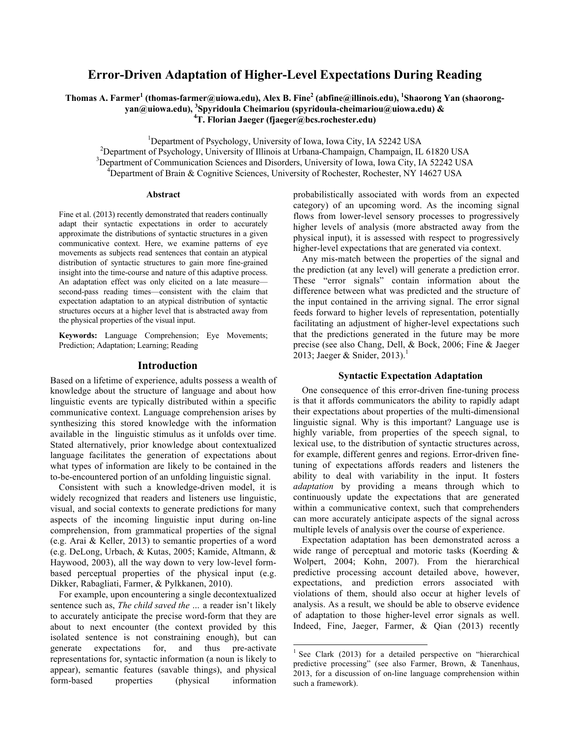# Error-Driven Adaptation of Higher-Level Expectations During Reading

**Thomas A. Farmer[1] (thomas-farmer@uiowa.edu), Alex B. Fine[2] (abfine@illinois.edu), [1]Shaorong Yan (shaorong-yan@uiowa.edu), [3]Spyridoula Cheimariou (spyridoula-cheimariou@uiowa.edu) & [4]T. Florian Jaeger (fjaeger@bcs.rochester.edu)**

[1]Department of Psychology, University of Iowa, Iowa City, IA 52242 USA
[2]Department of Psychology, University of Illinois at Urbana-Champaign, Champaign, IL 61820 USA
[3]Department of Communication Sciences and Disorders, University of Iowa, Iowa City, IA 52242 USA
[4]Department of Brain & Cognitive Sciences, University of Rochester, Rochester, NY 14627 USA

### Abstract

Fine et al. (2013) recently demonstrated that readers continually adapt their syntactic expectations in order to accurately approximate the distributions of syntactic structures in a given communicative context. Here, we examine patterns of eye movements as subjects read sentences that contain an atypical distribution of syntactic structures to gain more fine-grained insight into the time-course and nature of this adaptive process. An adaptation effect was only elicited on a late measure—second-pass reading times—consistent with the claim that expectation adaptation to an atypical distribution of syntactic structures occurs at a higher level that is abstracted away from the physical properties of the visual input.

**Keywords:** Language Comprehension; Eye Movements; Prediction; Adaptation; Learning; Reading

## Introduction

Based on a lifetime of experience, adults possess a wealth of knowledge about the structure of language and about how linguistic events are typically distributed within a specific communicative context. Language comprehension arises by synthesizing this stored knowledge with the information available in the linguistic stimulus as it unfolds over time. Stated alternatively, prior knowledge about contextualized language facilitates the generation of expectations about what types of information are likely to be contained in the to-be-encountered portion of an unfolding linguistic signal.

Consistent with such a knowledge-driven model, it is widely recognized that readers and listeners use linguistic, visual, and social contexts to generate predictions for many aspects of the incoming linguistic input during on-line comprehension, from grammatical properties of the signal (e.g. Arai & Keller, 2013) to semantic properties of a word (e.g. DeLong, Urbach, & Kutas, 2005; Kamide, Altmann, & Haywood, 2003), all the way down to very low-level form-based perceptual properties of the physical input (e.g. Dikker, Rabagliati, Farmer, & Pylkkanen, 2010).

For example, upon encountering a single decontextualized sentence such as, *The child saved the ...* a reader isn't likely to accurately anticipate the precise word-form that they are about to next encounter (the context provided by this isolated sentence is not constraining enough), but can generate expectations for, and thus pre-activate representations for, syntactic information (a noun is likely to appear), semantic features (savable things), and physical form-based properties (physical information probabilistically associated with words from an expected category) of an upcoming word. As the incoming signal flows from lower-level sensory processes to progressively higher levels of analysis (more abstracted away from the physical input), it is assessed with respect to progressively higher-level expectations that are generated via context.

Any mis-match between the properties of the signal and the prediction (at any level) will generate a prediction error. These "error signals" contain information about the difference between what was predicted and the structure of the input contained in the arriving signal. The error signal feeds forward to higher levels of representation, potentially facilitating an adjustment of higher-level expectations such that the predictions generated in the future may be more precise (see also Chang, Dell, & Bock, 2006; Fine & Jaeger 2013; Jaeger & Snider, 2013).[1]

### Syntactic Expectation Adaptation

One consequence of this error-driven fine-tuning process is that it affords communicators the ability to rapidly adapt their expectations about properties of the multi-dimensional linguistic signal. Why is this important? Language use is highly variable, from properties of the speech signal, to lexical use, to the distribution of syntactic structures across, for example, different genres and regions. Error-driven fine-tuning of expectations affords readers and listeners the ability to deal with variability in the input. It fosters *adaptation* by providing a means through which to continuously update the expectations that are generated within a communicative context, such that comprehenders can more accurately anticipate aspects of the signal across multiple levels of analysis over the course of experience.

Expectation adaptation has been demonstrated across a wide range of perceptual and motoric tasks (Koerding & Wolpert, 2004; Kohn, 2007). From the hierarchical predictive processing account detailed above, however, expectations, and prediction errors associated with violations of them, should also occur at higher levels of analysis. As a result, we should be able to observe evidence of adaptation to those higher-level error signals as well. Indeed, Fine, Jaeger, Farmer, & Qian (2013) recently

[1] See Clark (2013) for a detailed perspective on "hierarchical predictive processing" (see also Farmer, Brown, & Tanenhaus, 2013, for a discussion of on-line language comprehension within such a framework).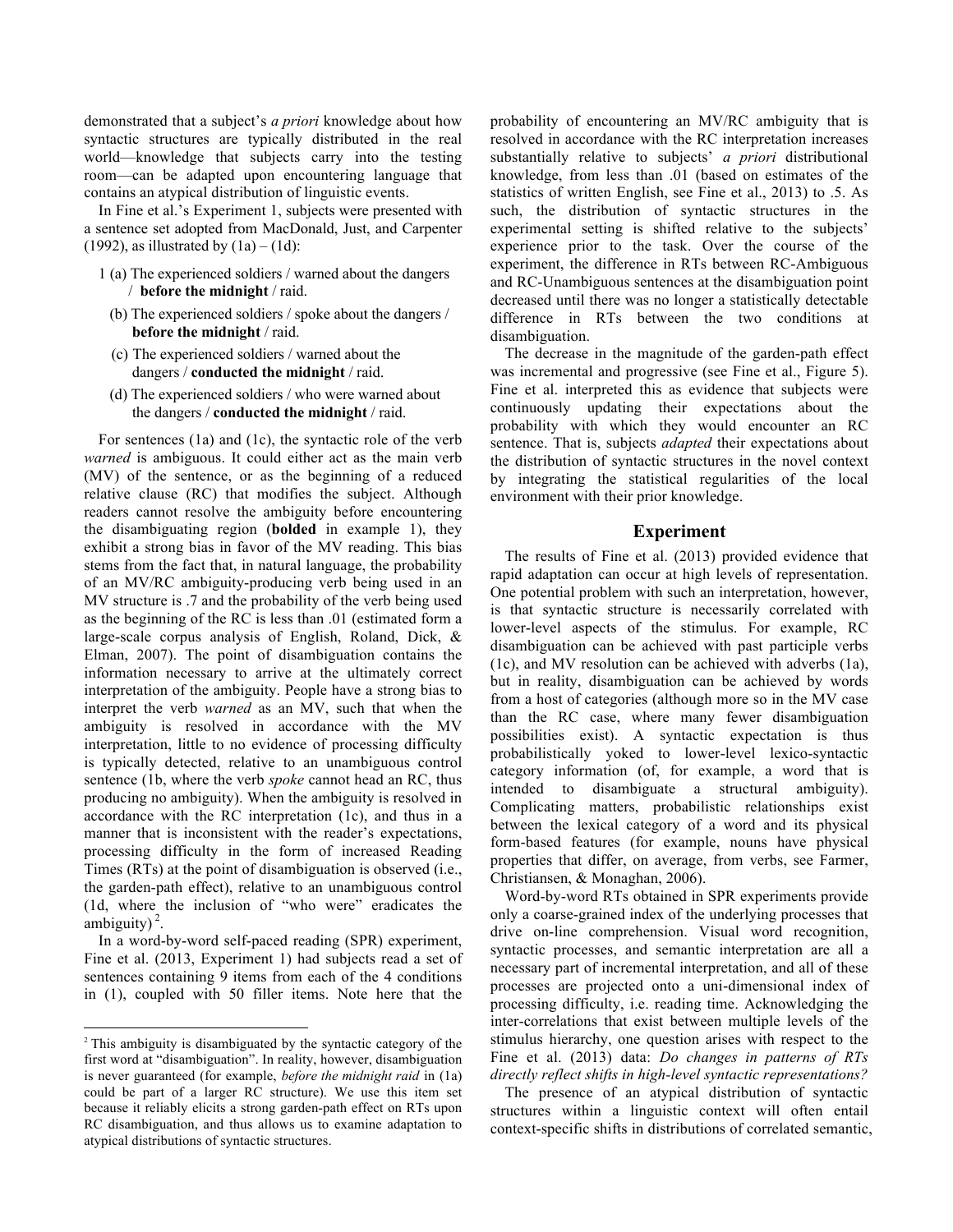demonstrated that a subject's *a priori* knowledge about how syntactic structures are typically distributed in the real world—knowledge that subjects carry into the testing room—can be adapted upon encountering language that contains an atypical distribution of linguistic events.

In Fine et al.'s Experiment 1, subjects were presented with a sentence set adopted from MacDonald, Just, and Carpenter (1992), as illustrated by (1a) – (1d):

1 (a) The experienced soldiers / warned about the dangers / **before the midnight** / raid.
  (b) The experienced soldiers / spoke about the dangers / **before the midnight** / raid.
  (c) The experienced soldiers / warned about the dangers / **conducted the midnight** / raid.
  (d) The experienced soldiers / who were warned about the dangers / **conducted the midnight** / raid.

For sentences (1a) and (1c), the syntactic role of the verb *warned* is ambiguous. It could either act as the main verb (MV) of the sentence, or as the beginning of a reduced relative clause (RC) that modifies the subject. Although readers cannot resolve the ambiguity before encountering the disambiguating region (**bolded** in example 1), they exhibit a strong bias in favor of the MV reading. This bias stems from the fact that, in natural language, the probability of an MV/RC ambiguity-producing verb being used in an MV structure is .7 and the probability of the verb being used as the beginning of the RC is less than .01 (estimated form a large-scale corpus analysis of English, Roland, Dick, & Elman, 2007). The point of disambiguation contains the information necessary to arrive at the ultimately correct interpretation of the ambiguity. People have a strong bias to interpret the verb *warned* as an MV, such that when the ambiguity is resolved in accordance with the MV interpretation, little to no evidence of processing difficulty is typically detected, relative to an unambiguous control sentence (1b, where the verb *spoke* cannot head an RC, thus producing no ambiguity). When the ambiguity is resolved in accordance with the RC interpretation (1c), and thus in a manner that is inconsistent with the reader's expectations, processing difficulty in the form of increased Reading Times (RTs) at the point of disambiguation is observed (i.e., the garden-path effect), relative to an unambiguous control (1d, where the inclusion of "who were" eradicates the ambiguity)[2].

In a word-by-word self-paced reading (SPR) experiment, Fine et al. (2013, Experiment 1) had subjects read a set of sentences containing 9 items from each of the 4 conditions in (1), coupled with 50 filler items. Note here that the probability of encountering an MV/RC ambiguity that is resolved in accordance with the RC interpretation increases substantially relative to subjects' *a priori* distributional knowledge, from less than .01 (based on estimates of the statistics of written English, see Fine et al., 2013) to .5. As such, the distribution of syntactic structures in the experimental setting is shifted relative to the subjects' experience prior to the task. Over the course of the experiment, the difference in RTs between RC-Ambiguous and RC-Unambiguous sentences at the disambiguation point decreased until there was no longer a statistically detectable difference in RTs between the two conditions at disambiguation.

The decrease in the magnitude of the garden-path effect was incremental and progressive (see Fine et al., Figure 5). Fine et al. interpreted this as evidence that subjects were continuously updating their expectations about the probability with which they would encounter an RC sentence. That is, subjects *adapted* their expectations about the distribution of syntactic structures in the novel context by integrating the statistical regularities of the local environment with their prior knowledge.

## Experiment

The results of Fine et al. (2013) provided evidence that rapid adaptation can occur at high levels of representation. One potential problem with such an interpretation, however, is that syntactic structure is necessarily correlated with lower-level aspects of the stimulus. For example, RC disambiguation can be achieved with past participle verbs (1c), and MV resolution can be achieved with adverbs (1a), but in reality, disambiguation can be achieved by words from a host of categories (although more so in the MV case than the RC case, where many fewer disambiguation possibilities exist). A syntactic expectation is thus probabilistically yoked to lower-level lexico-syntactic category information (of, for example, a word that is intended to disambiguate a structural ambiguity). Complicating matters, probabilistic relationships exist between the lexical category of a word and its physical form-based features (for example, nouns have physical properties that differ, on average, from verbs, see Farmer, Christiansen, & Monaghan, 2006).

Word-by-word RTs obtained in SPR experiments provide only a coarse-grained index of the underlying processes that drive on-line comprehension. Visual word recognition, syntactic processes, and semantic interpretation are all a necessary part of incremental interpretation, and all of these processes are projected onto a uni-dimensional index of processing difficulty, i.e. reading time. Acknowledging the inter-correlations that exist between multiple levels of the stimulus hierarchy, one question arises with respect to the Fine et al. (2013) data: *Do changes in patterns of RTs directly reflect shifts in high-level syntactic representations?*

The presence of an atypical distribution of syntactic structures within a linguistic context will often entail context-specific shifts in distributions of correlated semantic,

[2] This ambiguity is disambiguated by the syntactic category of the first word at "disambiguation". In reality, however, disambiguation is never guaranteed (for example, *before the midnight raid* in (1a) could be part of a larger RC structure). We use this item set because it reliably elicits a strong garden-path effect on RTs upon RC disambiguation, and thus allows us to examine adaptation to atypical distributions of syntactic structures.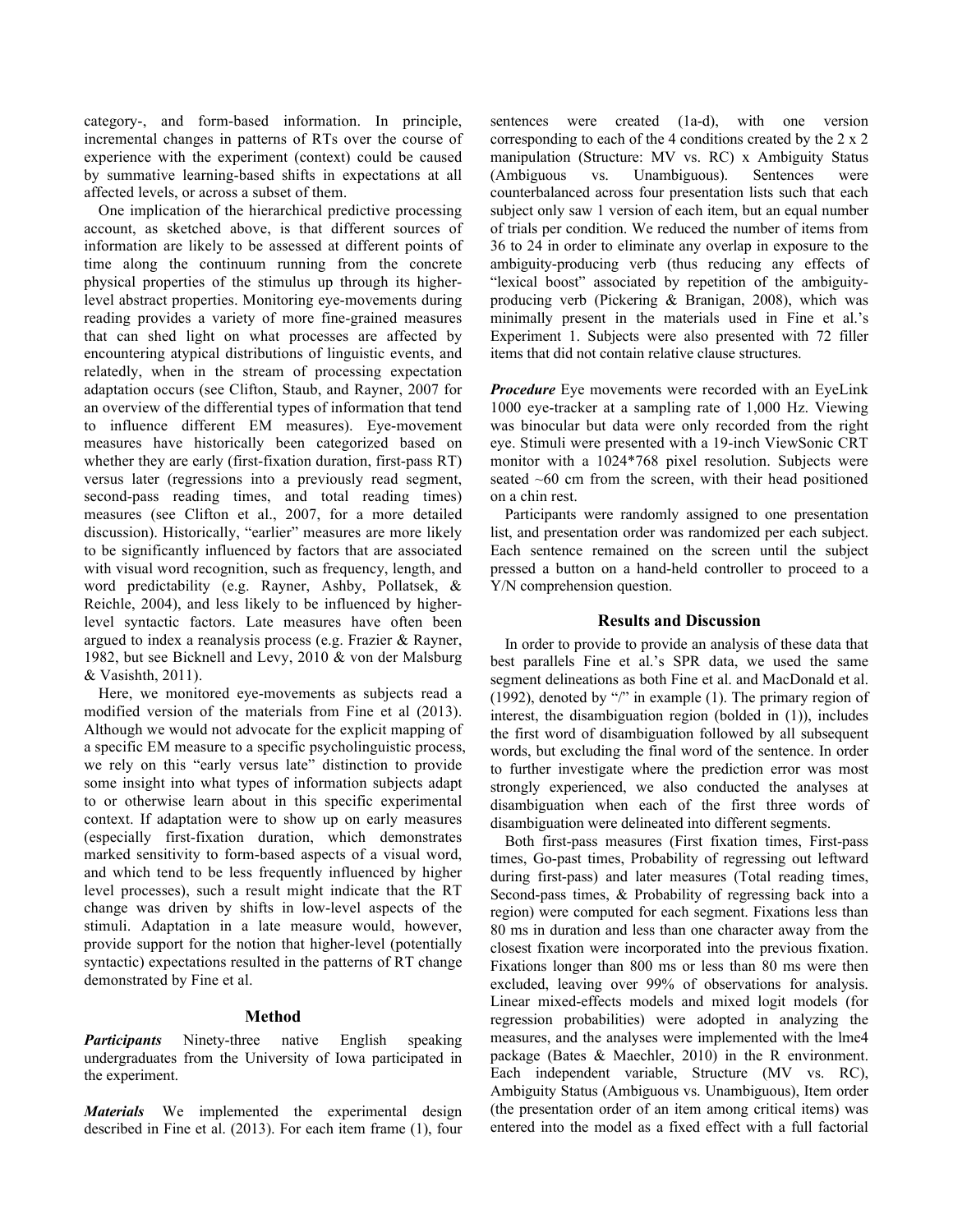category-, and form-based information. In principle, incremental changes in patterns of RTs over the course of experience with the experiment (context) could be caused by summative learning-based shifts in expectations at all affected levels, or across a subset of them.

One implication of the hierarchical predictive processing account, as sketched above, is that different sources of information are likely to be assessed at different points of time along the continuum running from the concrete physical properties of the stimulus up through its higher-level abstract properties. Monitoring eye-movements during reading provides a variety of more fine-grained measures that can shed light on what processes are affected by encountering atypical distributions of linguistic events, and relatedly, when in the stream of processing expectation adaptation occurs (see Clifton, Staub, and Rayner, 2007 for an overview of the differential types of information that tend to influence different EM measures). Eye-movement measures have historically been categorized based on whether they are early (first-fixation duration, first-pass RT) versus later (regressions into a previously read segment, second-pass reading times, and total reading times) measures (see Clifton et al., 2007, for a more detailed discussion). Historically, "earlier" measures are more likely to be significantly influenced by factors that are associated with visual word recognition, such as frequency, length, and word predictability (e.g. Rayner, Ashby, Pollatsek, & Reichle, 2004), and less likely to be influenced by higher-level syntactic factors. Late measures have often been argued to index a reanalysis process (e.g. Frazier & Rayner, 1982, but see Bicknell and Levy, 2010 & von der Malsburg & Vasishth, 2011).

Here, we monitored eye-movements as subjects read a modified version of the materials from Fine et al (2013). Although we would not advocate for the explicit mapping of a specific EM measure to a specific psycholinguistic process, we rely on this "early versus late" distinction to provide some insight into what types of information subjects adapt to or otherwise learn about in this specific experimental context. If adaptation were to show up on early measures (especially first-fixation duration, which demonstrates marked sensitivity to form-based aspects of a visual word, and which tend to be less frequently influenced by higher level processes), such a result might indicate that the RT change was driven by shifts in low-level aspects of the stimuli. Adaptation in a late measure would, however, provide support for the notion that higher-level (potentially syntactic) expectations resulted in the patterns of RT change demonstrated by Fine et al.

## Method

***Participants*** Ninety-three native English speaking undergraduates from the University of Iowa participated in the experiment.

***Materials*** We implemented the experimental design described in Fine et al. (2013). For each item frame (1), four sentences were created (1a-d), with one version corresponding to each of the 4 conditions created by the 2 x 2 manipulation (Structure: MV vs. RC) x Ambiguity Status (Ambiguous vs. Unambiguous). Sentences were counterbalanced across four presentation lists such that each subject only saw 1 version of each item, but an equal number of trials per condition. We reduced the number of items from 36 to 24 in order to eliminate any overlap in exposure to the ambiguity-producing verb (thus reducing any effects of "lexical boost" associated by repetition of the ambiguity-producing verb (Pickering & Branigan, 2008), which was minimally present in the materials used in Fine et al.'s Experiment 1. Subjects were also presented with 72 filler items that did not contain relative clause structures.

***Procedure*** Eye movements were recorded with an EyeLink 1000 eye-tracker at a sampling rate of 1,000 Hz. Viewing was binocular but data were only recorded from the right eye. Stimuli were presented with a 19-inch ViewSonic CRT monitor with a 1024*768 pixel resolution. Subjects were seated ~60 cm from the screen, with their head positioned on a chin rest.

Participants were randomly assigned to one presentation list, and presentation order was randomized per each subject. Each sentence remained on the screen until the subject pressed a button on a hand-held controller to proceed to a Y/N comprehension question.

## Results and Discussion

In order to provide to provide an analysis of these data that best parallels Fine et al.'s SPR data, we used the same segment delineations as both Fine et al. and MacDonald et al. (1992), denoted by "/" in example (1). The primary region of interest, the disambiguation region (bolded in (1)), includes the first word of disambiguation followed by all subsequent words, but excluding the final word of the sentence. In order to further investigate where the prediction error was most strongly experienced, we also conducted the analyses at disambiguation when each of the first three words of disambiguation were delineated into different segments.

Both first-pass measures (First fixation times, First-pass times, Go-past times, Probability of regressing out leftward during first-pass) and later measures (Total reading times, Second-pass times, & Probability of regressing back into a region) were computed for each segment. Fixations less than 80 ms in duration and less than one character away from the closest fixation were incorporated into the previous fixation. Fixations longer than 800 ms or less than 80 ms were then excluded, leaving over 99% of observations for analysis. Linear mixed-effects models and mixed logit models (for regression probabilities) were adopted in analyzing the measures, and the analyses were implemented with the lme4 package (Bates & Maechler, 2010) in the R environment. Each independent variable, Structure (MV vs. RC), Ambiguity Status (Ambiguous vs. Unambiguous), Item order (the presentation order of an item among critical items) was entered into the model as a fixed effect with a full factorial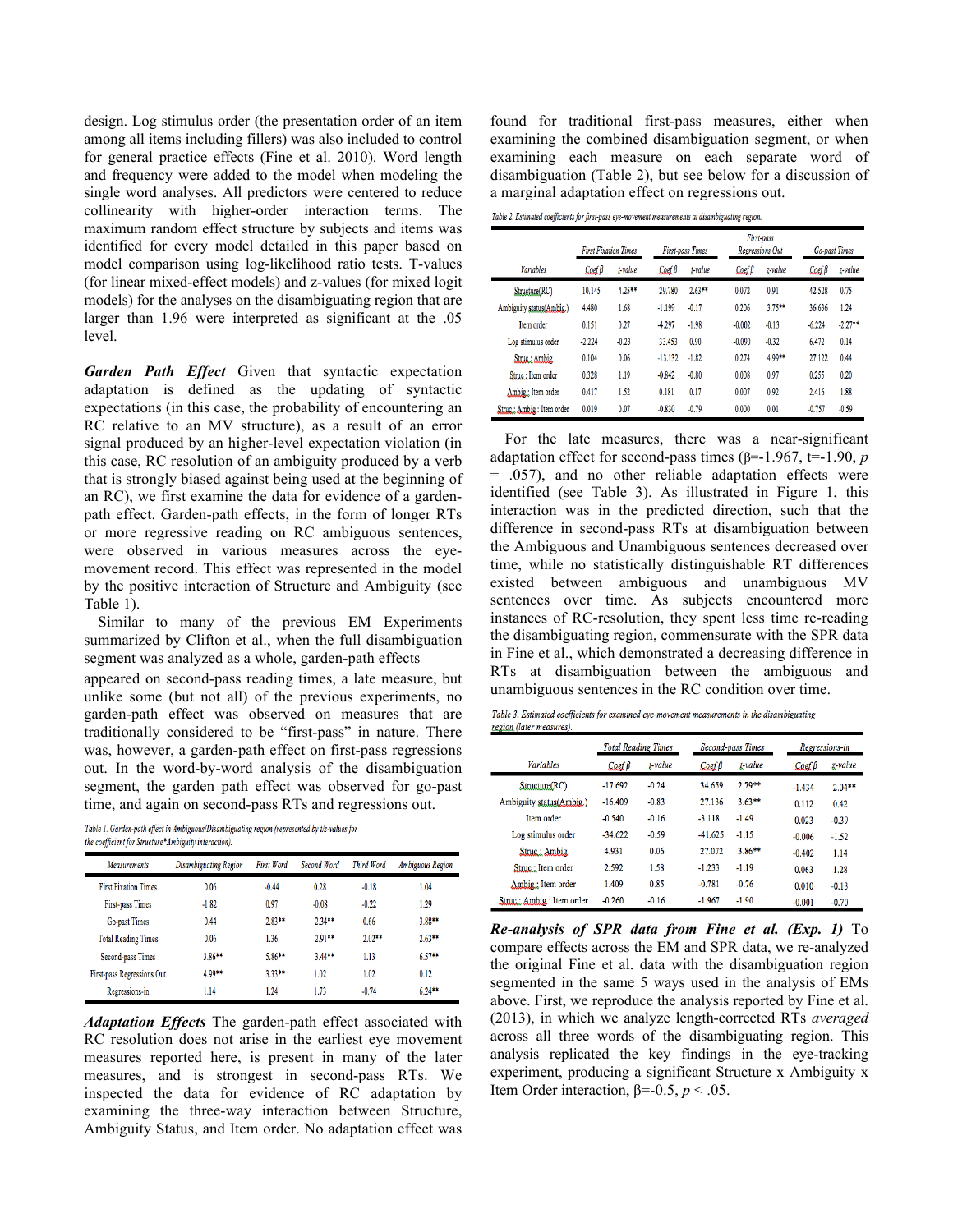design. Log stimulus order (the presentation order of an item among all items including fillers) was also included to control for general practice effects (Fine et al. 2010). Word length and frequency were added to the model when modeling the single word analyses. All predictors were centered to reduce collinearity with higher-order interaction terms. The maximum random effect structure by subjects and items was identified for every model detailed in this paper based on model comparison using log-likelihood ratio tests. T-values (for linear mixed-effect models) and z-values (for mixed logit models) for the analyses on the disambiguating region that are larger than 1.96 were interpreted as significant at the .05 level.

***Garden Path Effect*** Given that syntactic expectation adaptation is defined as the updating of syntactic expectations (in this case, the probability of encountering an RC relative to an MV structure), as a result of an error signal produced by an higher-level expectation violation (in this case, RC resolution of an ambiguity produced by a verb that is strongly biased against being used at the beginning of an RC), we first examine the data for evidence of a garden-path effect. Garden-path effects, in the form of longer RTs or more regressive reading on RC ambiguous sentences, were observed in various measures across the eye-movement record. This effect was represented in the model by the positive interaction of Structure and Ambiguity (see Table 1).

Similar to many of the previous EM Experiments summarized by Clifton et al., when the full disambiguation segment was analyzed as a whole, garden-path effects appeared on second-pass reading times, a late measure, but unlike some (but not all) of the previous experiments, no garden-path effect was observed on measures that are traditionally considered to be "first-pass" in nature. There was, however, a garden-path effect on first-pass regressions out. In the word-by-word analysis of the disambiguation segment, the garden path effect was observed for go-past time, and again on second-pass RTs and regressions out.

*Table 1. Garden-path effect in Ambiguous/Disambiguating region (represented by t/z-values for the coefficient for Structure\*Ambiguity interaction).*

| Measurements | Disambiguating Region | First Word | Second Word | Third Word | Ambiguous Region |
|---|---|---|---|---|---|
| First Fixation Times | 0.06 | -0.44 | 0.28 | -0.18 | 1.04 |
| First-pass Times | -1.82 | 0.97 | -0.08 | -0.22 | 1.29 |
| Go-past Times | 0.44 | 2.83** | 2.34** | 0.66 | 3.88** |
| Total Reading Times | 0.06 | 1.36 | 2.91** | 2.02** | 2.63** |
| Second-pass Times | 3.86** | 5.86** | 3.44** | 1.13 | 6.57** |
| First-pass Regressions Out | 4.99** | 3.33** | 1.02 | 1.02 | 0.12 |
| Regressions-in | 1.14 | 1.24 | 1.73 | -0.74 | 6.24** |

***Adaptation Effects*** The garden-path effect associated with RC resolution does not arise in the earliest eye movement measures reported here, is present in many of the later measures, and is strongest in second-pass RTs. We inspected the data for evidence of RC adaptation by examining the three-way interaction between Structure, Ambiguity Status, and Item order. No adaptation effect was found for traditional first-pass measures, either when examining the combined disambiguation segment, or when examining each measure on each separate word of disambiguation (Table 2), but see below for a discussion of a marginal adaptation effect on regressions out.

*Table 2. Estimated coefficients for first-pass eye-movement measurements at disambiguating region.*

| | First Fixation Times | | First-pass Times | | First-pass Regressions Out | | Go-past Times | |
|---|---|---|---|---|---|---|---|---|
| Variables | Coef β | t-value | Coef β | t-value | Coef β | z-value | Coef β | t-value |
| Structure(RC) | 10.145 | 4.25** | 29.780 | 2.63** | 0.072 | 0.91 | 42.528 | 0.75 |
| Ambiguity status(Ambig.) | 4.480 | 1.68 | -1.199 | -0.17 | 0.206 | 3.75** | 36.636 | 1.24 |
| Item order | 0.151 | 0.27 | -4.297 | -1.98 | -0.002 | -0.13 | -6.224 | -2.27** |
| Log stimulus order | -2.224 | -0.23 | 33.453 | 0.90 | -0.090 | -0.32 | 6.472 | 0.14 |
| Struc.: Ambig | 0.104 | 0.06 | -13.132 | -1.82 | 0.274 | 4.99** | 27.122 | 0.44 |
| Struc.: Item order | 0.328 | 1.19 | -0.842 | -0.80 | 0.008 | 0.97 | 0.255 | 0.20 |
| Ambig.: Item order | 0.417 | 1.52 | 0.181 | 0.17 | 0.007 | 0.92 | 2.416 | 1.88 |
| Struc.: Ambig : Item order | 0.019 | 0.07 | -0.830 | -0.79 | 0.000 | 0.01 | -0.757 | -0.59 |

For the late measures, there was a near-significant adaptation effect for second-pass times (β=-1.967, t=-1.90, $p$ = .057), and no other reliable adaptation effects were identified (see Table 3). As illustrated in Figure 1, this interaction was in the predicted direction, such that the difference in second-pass RTs at disambiguation between the Ambiguous and Unambiguous sentences decreased over time, while no statistically distinguishable RT differences existed between ambiguous and unambiguous MV sentences over time. As subjects encountered more instances of RC-resolution, they spent less time re-reading the disambiguating region, commensurate with the SPR data in Fine et al., which demonstrated a decreasing difference in RTs at disambiguation between the ambiguous and unambiguous sentences in the RC condition over time.

*Table 3. Estimated coefficients for examined eye-movement measurements in the disambiguating region (later measures).*

| | Total Reading Times | | Second-pass Times | | Regressions-in | |
|---|---|---|---|---|---|---|
| Variables | Coef β | t-value | Coef β | t-value | Coef β | z-value |
| Structure(RC) | -17.692 | -0.24 | 34.659 | 2.79** | -1.434 | 2.04** |
| Ambiguity status(Ambig.) | -16.409 | -0.83 | 27.136 | 3.63** | 0.112 | 0.42 |
| Item order | -0.540 | -0.16 | -3.118 | -1.49 | 0.023 | -0.39 |
| Log stimulus order | -34.622 | -0.59 | -41.625 | -1.15 | -0.006 | -1.52 |
| Struc.: Ambig | 4.931 | 0.06 | 27.072 | 3.86** | -0.402 | 1.14 |
| Struc.: Item order | 2.592 | 1.58 | -1.233 | -1.19 | 0.063 | 1.28 |
| Ambig.: Item order | 1.409 | 0.85 | -0.781 | -0.76 | 0.010 | -0.13 |
| Struc.: Ambig : Item order | -0.260 | -0.16 | -1.967 | -1.90 | -0.001 | -0.70 |

***Re-analysis of SPR data from Fine et al. (Exp. 1)*** To compare effects across the EM and SPR data, we re-analyzed the original Fine et al. data with the disambiguation region segmented in the same 5 ways used in the analysis of EMs above. First, we reproduce the analysis reported by Fine et al. (2013), in which we analyze length-corrected RTs *averaged* across all three words of the disambiguating region. This analysis replicated the key findings in the eye-tracking experiment, producing a significant Structure x Ambiguity x Item Order interaction, β=-0.5, $p$ < .05.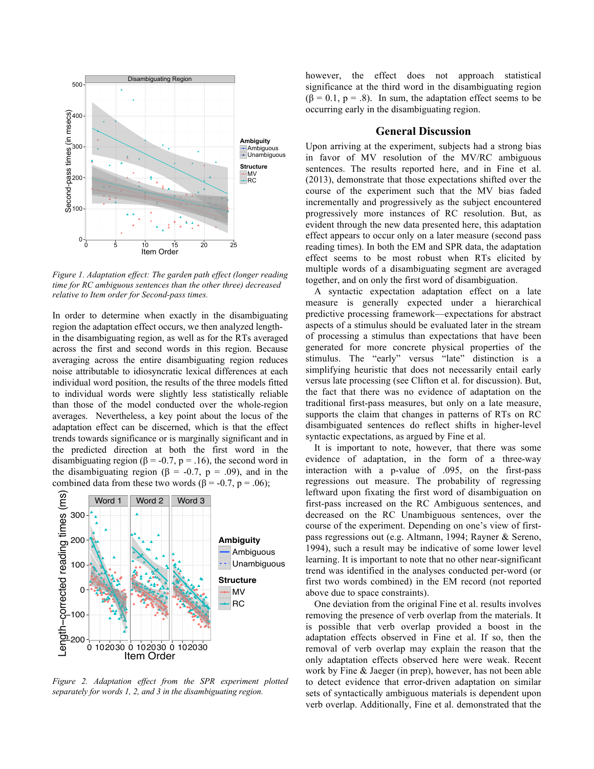*Figure 1. Adaptation effect: The garden path effect (longer reading time for RC ambiguous sentences than the other three) decreased relative to Item order for Second-pass times.*

In order to determine when exactly in the disambiguating region the adaptation effect occurs, we then analyzed length-in the disambiguating region, as well as for the RTs averaged across the first and second words in this region. Because averaging across the entire disambiguating region reduces noise attributable to idiosyncratic lexical differences at each individual word position, the results of the three models fitted to individual words were slightly less statistically reliable than those of the model conducted over the whole-region averages. Nevertheless, a key point about the locus of the adaptation effect can be discerned, which is that the effect trends towards significance or is marginally significant and in the predicted direction at both the first word in the disambiguating region ($\beta = -0.7$, $p = .16$), the second word in the disambiguating region ($\beta = -0.7$, $p = .09$), and in the combined data from these two words ($\beta = -0.7$, $p = .06$); however, the effect does not approach statistical significance at the third word in the disambiguating region ($\beta = 0.1$, $p = .8$). In sum, the adaptation effect seems to be occurring early in the disambiguating region.

*Figure 2. Adaptation effect from the SPR experiment plotted separately for words 1, 2, and 3 in the disambiguating region.*

## General Discussion

Upon arriving at the experiment, subjects had a strong bias in favor of MV resolution of the MV/RC ambiguous sentences. The results reported here, and in Fine et al. (2013), demonstrate that those expectations shifted over the course of the experiment such that the MV bias faded incrementally and progressively as the subject encountered progressively more instances of RC resolution. But, as evident through the new data presented here, this adaptation effect appears to occur only on a later measure (second pass reading times). In both the EM and SPR data, the adaptation effect seems to be most robust when RTs elicited by multiple words of a disambiguating segment are averaged together, and on only the first word of disambiguation.

A syntactic expectation adaptation effect on a late measure is generally expected under a hierarchical predictive processing framework—expectations for abstract aspects of a stimulus should be evaluated later in the stream of processing a stimulus than expectations that have been generated for more concrete physical properties of the stimulus. The "early" versus "late" distinction is a simplifying heuristic that does not necessarily entail early versus late processing (see Clifton et al. for discussion). But, the fact that there was no evidence of adaptation on the traditional first-pass measures, but only on a late measure, supports the claim that changes in patterns of RTs on RC disambiguated sentences do reflect shifts in higher-level syntactic expectations, as argued by Fine et al.

It is important to note, however, that there was some evidence of adaptation, in the form of a three-way interaction with a p-value of .095, on the first-pass regressions out measure. The probability of regressing leftward upon fixating the first word of disambiguation on first-pass increased on the RC Ambiguous sentences, and decreased on the RC Unambiguous sentences, over the course of the experiment. Depending on one's view of first-pass regressions out (e.g. Altmann, 1994; Rayner & Sereno, 1994), such a result may be indicative of some lower level learning. It is important to note that no other near-significant trend was identified in the analyses conducted per-word (or first two words combined) in the EM record (not reported above due to space constraints).

One deviation from the original Fine et al. results involves removing the presence of verb overlap from the materials. It is possible that verb overlap provided a boost in the adaptation effects observed in Fine et al. If so, then the removal of verb overlap may explain the reason that the only adaptation effects observed here were weak. Recent work by Fine & Jaeger (in prep), however, has not been able to detect evidence that error-driven adaptation on similar sets of syntactically ambiguous materials is dependent upon verb overlap. Additionally, Fine et al. demonstrated that the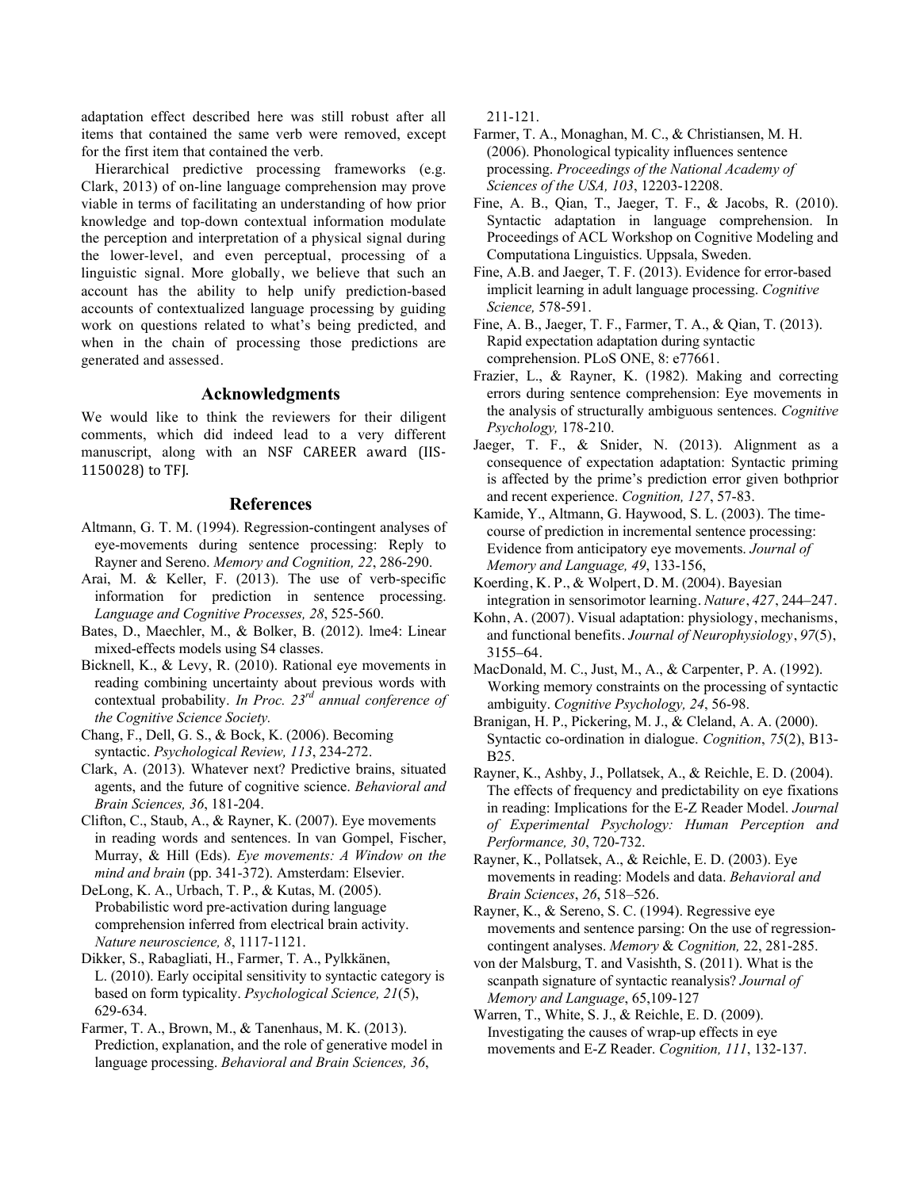adaptation effect described here was still robust after all items that contained the same verb were removed, except for the first item that contained the verb.

Hierarchical predictive processing frameworks (e.g. Clark, 2013) of on-line language comprehension may prove viable in terms of facilitating an understanding of how prior knowledge and top-down contextual information modulate the perception and interpretation of a physical signal during the lower-level, and even perceptual, processing of a linguistic signal. More globally, we believe that such an account has the ability to help unify prediction-based accounts of contextualized language processing by guiding work on questions related to what's being predicted, and when in the chain of processing those predictions are generated and assessed.

## Acknowledgments

We would like to think the reviewers for their diligent comments, which did indeed lead to a very different manuscript, along with an NSF CAREER award (IIS-1150028) to TFJ.

## References

Altmann, G. T. M. (1994). Regression-contingent analyses of eye-movements during sentence processing: Reply to Rayner and Sereno. *Memory and Cognition, 22*, 286-290.

Arai, M. & Keller, F. (2013). The use of verb-specific information for prediction in sentence processing. *Language and Cognitive Processes, 28*, 525-560.

Bates, D., Maechler, M., & Bolker, B. (2012). lme4: Linear mixed-effects models using S4 classes.

Bicknell, K., & Levy, R. (2010). Rational eye movements in reading combining uncertainty about previous words with contextual probability. *In Proc. 23rd annual conference of the Cognitive Science Society.*

Chang, F., Dell, G. S., & Bock, K. (2006). Becoming syntactic. *Psychological Review, 113*, 234-272.

Clark, A. (2013). Whatever next? Predictive brains, situated agents, and the future of cognitive science. *Behavioral and Brain Sciences, 36*, 181-204.

Clifton, C., Staub, A., & Rayner, K. (2007). Eye movements in reading words and sentences. In van Gompel, Fischer, Murray, & Hill (Eds). *Eye movements: A Window on the mind and brain* (pp. 341-372). Amsterdam: Elsevier.

DeLong, K. A., Urbach, T. P., & Kutas, M. (2005). Probabilistic word pre-activation during language comprehension inferred from electrical brain activity. *Nature neuroscience, 8*, 1117-1121.

Dikker, S., Rabagliati, H., Farmer, T. A., Pylkkänen, L. (2010). Early occipital sensitivity to syntactic category is based on form typicality. *Psychological Science, 21*(5), 629-634.

Farmer, T. A., Brown, M., & Tanenhaus, M. K. (2013). Prediction, explanation, and the role of generative model in language processing. *Behavioral and Brain Sciences, 36*, 211-121.

Farmer, T. A., Monaghan, M. C., & Christiansen, M. H. (2006). Phonological typicality influences sentence processing. *Proceedings of the National Academy of Sciences of the USA, 103*, 12203-12208.

Fine, A. B., Qian, T., Jaeger, T. F., & Jacobs, R. (2010). Syntactic adaptation in language comprehension. In Proceedings of ACL Workshop on Cognitive Modeling and Computationa Linguistics. Uppsala, Sweden.

Fine, A.B. and Jaeger, T. F. (2013). Evidence for error-based implicit learning in adult language processing. *Cognitive Science,* 578-591.

Fine, A. B., Jaeger, T. F., Farmer, T. A., & Qian, T. (2013). Rapid expectation adaptation during syntactic comprehension. PLoS ONE, 8: e77661.

Frazier, L., & Rayner, K. (1982). Making and correcting errors during sentence comprehension: Eye movements in the analysis of structurally ambiguous sentences. *Cognitive Psychology,* 178-210.

Jaeger, T. F., & Snider, N. (2013). Alignment as a consequence of expectation adaptation: Syntactic priming is affected by the prime's prediction error given bothprior and recent experience. *Cognition, 127*, 57-83.

Kamide, Y., Altmann, G. Haywood, S. L. (2003). The time-course of prediction in incremental sentence processing: Evidence from anticipatory eye movements. *Journal of Memory and Language, 49*, 133-156,

Koerding, K. P., & Wolpert, D. M. (2004). Bayesian integration in sensorimotor learning. *Nature*, *427*, 244–247.

Kohn, A. (2007). Visual adaptation: physiology, mechanisms, and functional benefits. *Journal of Neurophysiology*, *97*(5), 3155–64.

MacDonald, M. C., Just, M., A., & Carpenter, P. A. (1992). Working memory constraints on the processing of syntactic ambiguity. *Cognitive Psychology, 24*, 56-98.

Branigan, H. P., Pickering, M. J., & Cleland, A. A. (2000). Syntactic co-ordination in dialogue. *Cognition*, *75*(2), B13-B25.

Rayner, K., Ashby, J., Pollatsek, A., & Reichle, E. D. (2004). The effects of frequency and predictability on eye fixations in reading: Implications for the E-Z Reader Model. *Journal of Experimental Psychology: Human Perception and Performance, 30*, 720-732.

Rayner, K., Pollatsek, A., & Reichle, E. D. (2003). Eye movements in reading: Models and data. *Behavioral and Brain Sciences*, *26*, 518–526.

Rayner, K., & Sereno, S. C. (1994). Regressive eye movements and sentence parsing: On the use of regression-contingent analyses. *Memory & Cognition,* 22, 281-285.

von der Malsburg, T. and Vasishth, S. (2011). What is the scanpath signature of syntactic reanalysis? *Journal of Memory and Language*, 65,109-127

Warren, T., White, S. J., & Reichle, E. D. (2009). Investigating the causes of wrap-up effects in eye movements and E-Z Reader. *Cognition, 111*, 132-137.